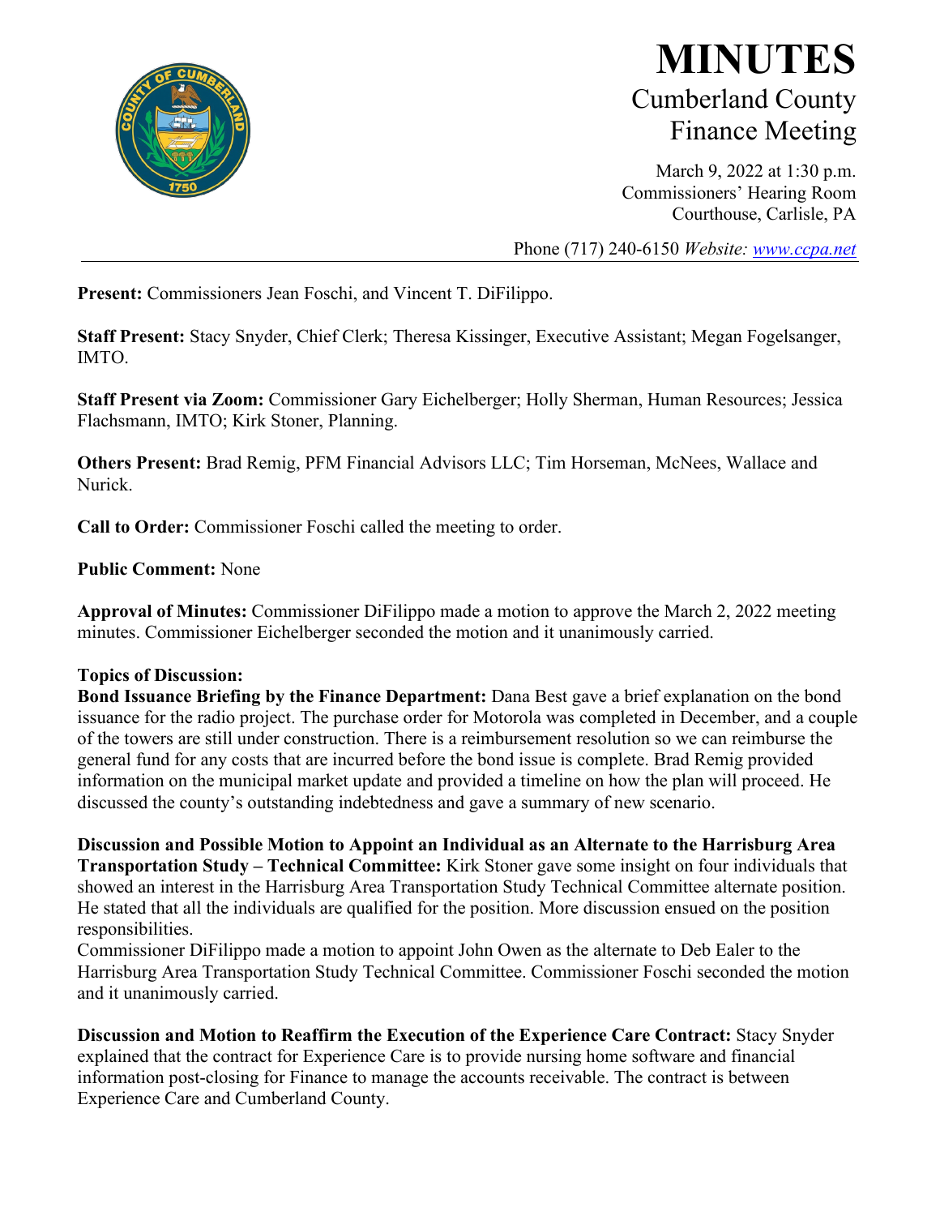# MINUTES

## Cumberland County Finance Meeting

March 9, 2022 at 1:30 p.m.
Commissioners' Hearing Room
Courthouse, Carlisle, PA

Phone (717) 240-6150 *Website: www.ccpa.net*

**Present:** Commissioners Jean Foschi, and Vincent T. DiFilippo.

**Staff Present:** Stacy Snyder, Chief Clerk; Theresa Kissinger, Executive Assistant; Megan Fogelsanger, IMTO.

**Staff Present via Zoom:** Commissioner Gary Eichelberger; Holly Sherman, Human Resources; Jessica Flachsmann, IMTO; Kirk Stoner, Planning.

**Others Present:** Brad Remig, PFM Financial Advisors LLC; Tim Horseman, McNees, Wallace and Nurick.

**Call to Order:** Commissioner Foschi called the meeting to order.

**Public Comment:** None

**Approval of Minutes:** Commissioner DiFilippo made a motion to approve the March 2, 2022 meeting minutes. Commissioner Eichelberger seconded the motion and it unanimously carried.

**Topics of Discussion:**

**Bond Issuance Briefing by the Finance Department:** Dana Best gave a brief explanation on the bond issuance for the radio project. The purchase order for Motorola was completed in December, and a couple of the towers are still under construction. There is a reimbursement resolution so we can reimburse the general fund for any costs that are incurred before the bond issue is complete. Brad Remig provided information on the municipal market update and provided a timeline on how the plan will proceed. He discussed the county's outstanding indebtedness and gave a summary of new scenario.

**Discussion and Possible Motion to Appoint an Individual as an Alternate to the Harrisburg Area Transportation Study – Technical Committee:** Kirk Stoner gave some insight on four individuals that showed an interest in the Harrisburg Area Transportation Study Technical Committee alternate position. He stated that all the individuals are qualified for the position. More discussion ensued on the position responsibilities.

Commissioner DiFilippo made a motion to appoint John Owen as the alternate to Deb Ealer to the Harrisburg Area Transportation Study Technical Committee. Commissioner Foschi seconded the motion and it unanimously carried.

**Discussion and Motion to Reaffirm the Execution of the Experience Care Contract:** Stacy Snyder explained that the contract for Experience Care is to provide nursing home software and financial information post-closing for Finance to manage the accounts receivable. The contract is between Experience Care and Cumberland County.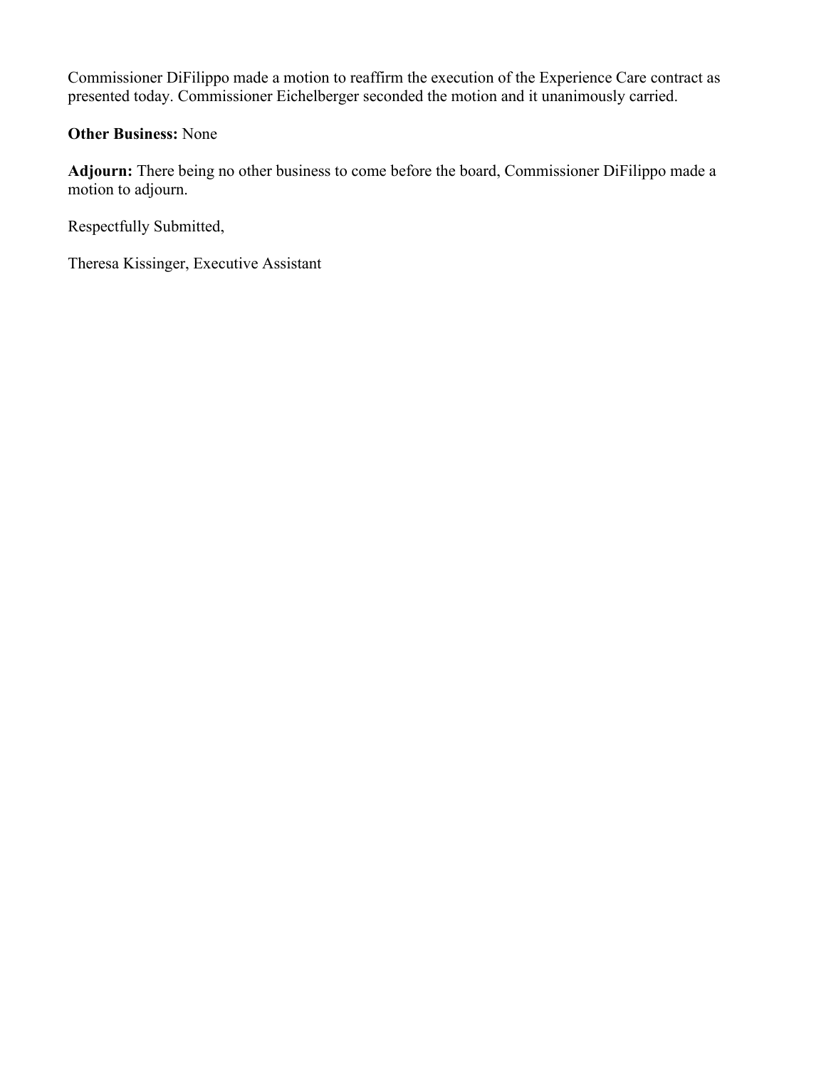Commissioner DiFilippo made a motion to reaffirm the execution of the Experience Care contract as presented today. Commissioner Eichelberger seconded the motion and it unanimously carried.

**Other Business:** None

**Adjourn:** There being no other business to come before the board, Commissioner DiFilippo made a motion to adjourn.

Respectfully Submitted,

Theresa Kissinger, Executive Assistant